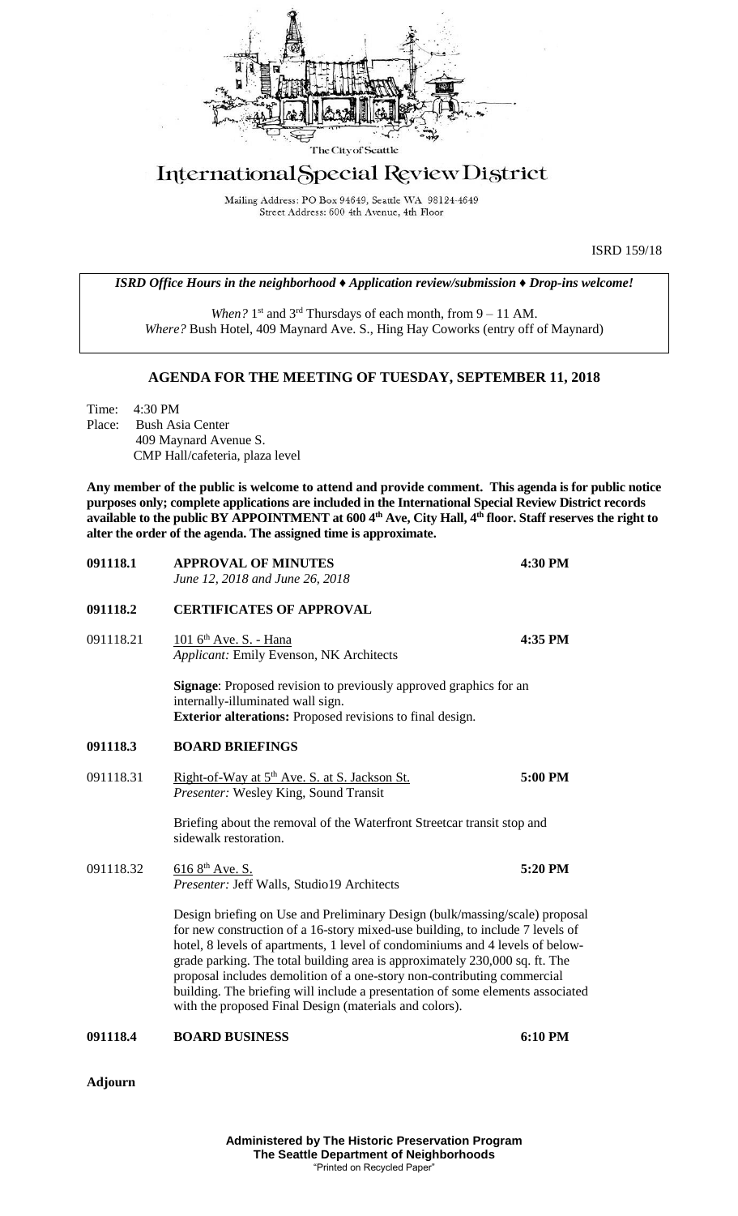The City of Seattle

# International Special Review District

Mailing Address: PO Box 94649, Seattle WA 98124-4649
Street Address: 600 4th Avenue, 4th Floor

ISRD 159/18

***ISRD Office Hours in the neighborhood ♦ Application review/submission ♦ Drop-ins welcome!***

*When?* 1st and 3rd Thursdays of each month, from 9 – 11 AM.
*Where?* Bush Hotel, 409 Maynard Ave. S., Hing Hay Coworks (entry off of Maynard)

## AGENDA FOR THE MEETING OF TUESDAY, SEPTEMBER 11, 2018

Time: 4:30 PM
Place: Bush Asia Center
409 Maynard Avenue S.
CMP Hall/cafeteria, plaza level

**Any member of the public is welcome to attend and provide comment. This agenda is for public notice purposes only; complete applications are included in the International Special Review District records available to the public BY APPOINTMENT at 600 4th Ave, City Hall, 4th floor. Staff reserves the right to alter the order of the agenda. The assigned time is approximate.**

**091118.1 APPROVAL OF MINUTES** **4:30 PM**
*June 12, 2018 and June 26, 2018*

**091118.2 CERTIFICATES OF APPROVAL**

091118.21 101 6th Ave. S. - Hana **4:35 PM**
*Applicant:* Emily Evenson, NK Architects

**Signage**: Proposed revision to previously approved graphics for an internally-illuminated wall sign.
**Exterior alterations:** Proposed revisions to final design.

**091118.3 BOARD BRIEFINGS**

091118.31 Right-of-Way at 5th Ave. S. at S. Jackson St. **5:00 PM**
*Presenter:* Wesley King, Sound Transit

Briefing about the removal of the Waterfront Streetcar transit stop and sidewalk restoration.

091118.32 616 8th Ave. S. **5:20 PM**
*Presenter:* Jeff Walls, Studio19 Architects

Design briefing on Use and Preliminary Design (bulk/massing/scale) proposal for new construction of a 16-story mixed-use building, to include 7 levels of hotel, 8 levels of apartments, 1 level of condominiums and 4 levels of below-grade parking. The total building area is approximately 230,000 sq. ft. The proposal includes demolition of a one-story non-contributing commercial building. The briefing will include a presentation of some elements associated with the proposed Final Design (materials and colors).

**091118.4 BOARD BUSINESS** **6:10 PM**

**Adjourn**

**Administered by The Historic Preservation Program**
**The Seattle Department of Neighborhoods**
"Printed on Recycled Paper"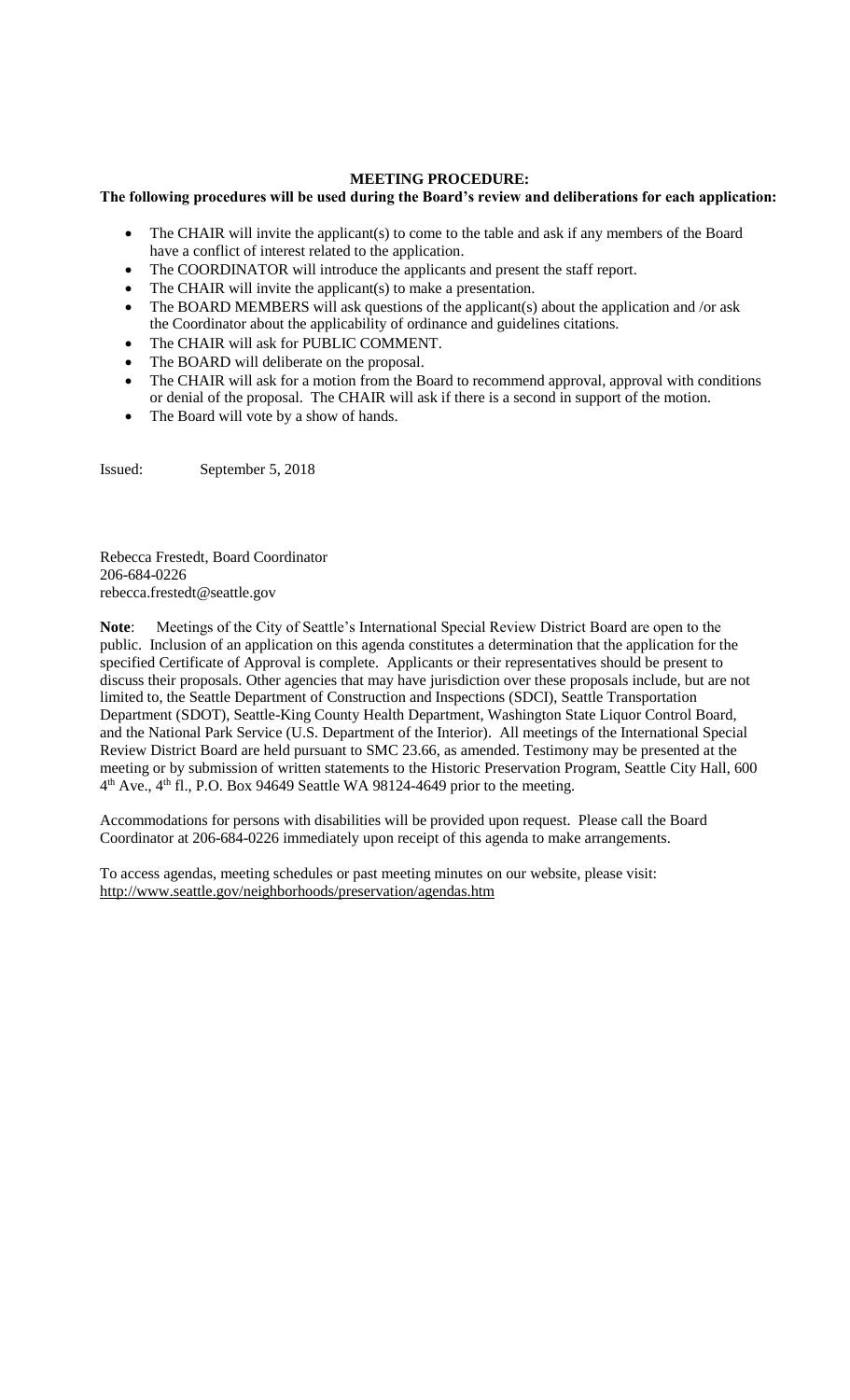**MEETING PROCEDURE:**

**The following procedures will be used during the Board's review and deliberations for each application:**

- The CHAIR will invite the applicant(s) to come to the table and ask if any members of the Board have a conflict of interest related to the application.
- The COORDINATOR will introduce the applicants and present the staff report.
- The CHAIR will invite the applicant(s) to make a presentation.
- The BOARD MEMBERS will ask questions of the applicant(s) about the application and /or ask the Coordinator about the applicability of ordinance and guidelines citations.
- The CHAIR will ask for PUBLIC COMMENT.
- The BOARD will deliberate on the proposal.
- The CHAIR will ask for a motion from the Board to recommend approval, approval with conditions or denial of the proposal. The CHAIR will ask if there is a second in support of the motion.
- The Board will vote by a show of hands.

Issued: September 5, 2018

Rebecca Frestedt, Board Coordinator
206-684-0226
rebecca.frestedt@seattle.gov

**Note**: Meetings of the City of Seattle's International Special Review District Board are open to the public. Inclusion of an application on this agenda constitutes a determination that the application for the specified Certificate of Approval is complete. Applicants or their representatives should be present to discuss their proposals. Other agencies that may have jurisdiction over these proposals include, but are not limited to, the Seattle Department of Construction and Inspections (SDCI), Seattle Transportation Department (SDOT), Seattle-King County Health Department, Washington State Liquor Control Board, and the National Park Service (U.S. Department of the Interior). All meetings of the International Special Review District Board are held pursuant to SMC 23.66, as amended. Testimony may be presented at the meeting or by submission of written statements to the Historic Preservation Program, Seattle City Hall, 600 4th Ave., 4th fl., P.O. Box 94649 Seattle WA 98124-4649 prior to the meeting.

Accommodations for persons with disabilities will be provided upon request. Please call the Board Coordinator at 206-684-0226 immediately upon receipt of this agenda to make arrangements.

To access agendas, meeting schedules or past meeting minutes on our website, please visit:
http://www.seattle.gov/neighborhoods/preservation/agendas.htm